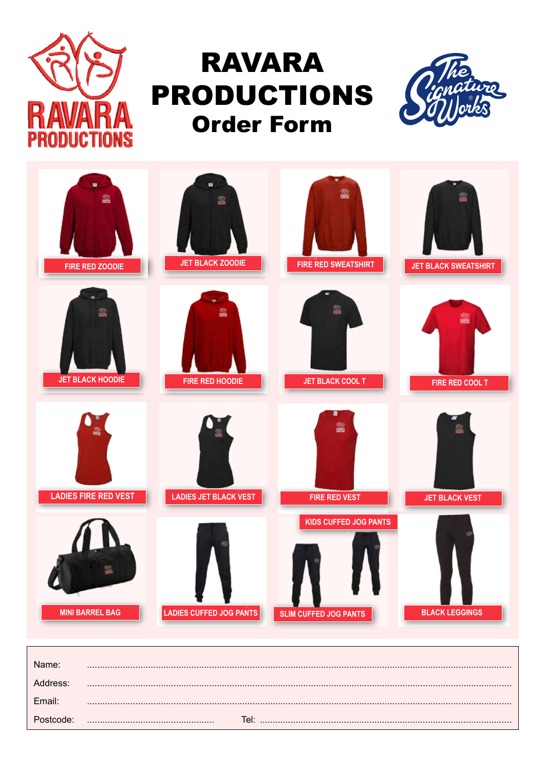# RAVARA PRODUCTIONS

## Order Form

FIRE RED ZOODIE

JET BLACK ZOODIE

FIRE RED SWEATSHIRT

JET BLACK SWEATSHIRT

JET BLACK HOODIE

FIRE RED HOODIE

JET BLACK COOL T

FIRE RED COOL T

LADIES FIRE RED VEST

LADIES JET BLACK VEST

FIRE RED VEST

JET BLACK VEST

MINI BARREL BAG

LADIES CUFFED JOG PANTS

KIDS CUFFED JOG PANTS

SLIM CUFFED JOG PANTS

BLACK LEGGINGS

Name: ..........................................................................................................................................

Address: ......................................................................................................................................

Email: ..........................................................................................................................................

Postcode: .................................................... Tel: ..................................................................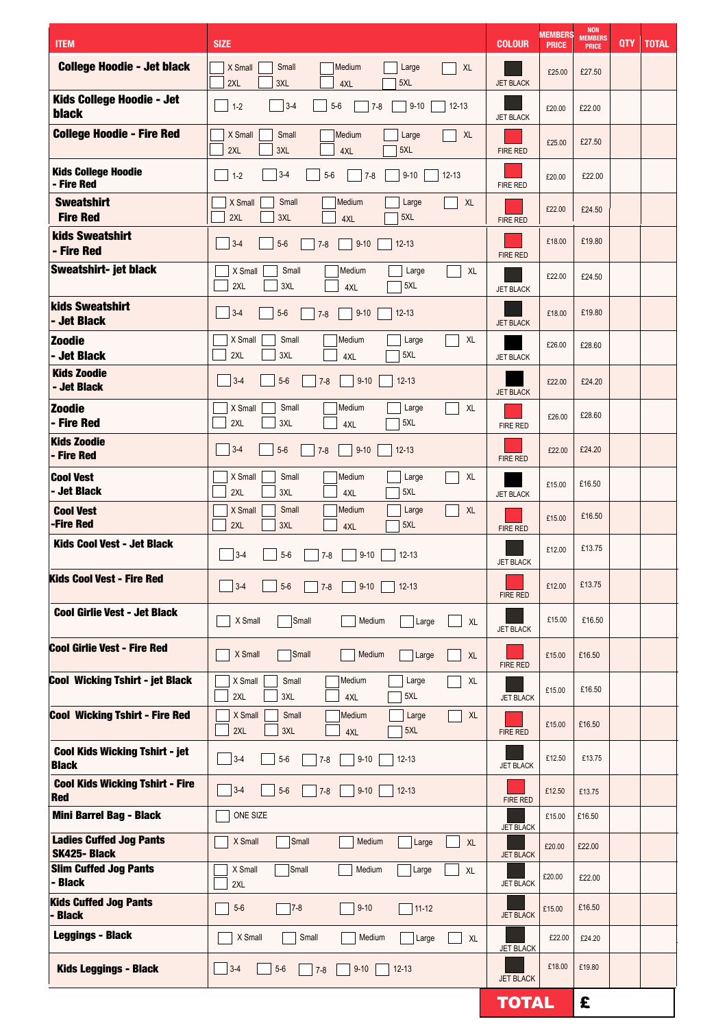| ITEM | SIZE | COLOUR | MEMBERS PRICE | NON MEMBERS PRICE | QTY | TOTAL |
|---|---|---|---|---|---|---|
| College Hoodie - Jet black | X Small, Small, Medium, Large, XL, 2XL, 3XL, 4XL, 5XL | JET BLACK | £25.00 | £27.50 | | |
| Kids College Hoodie - Jet black | 1-2, 3-4, 5-6, 7-8, 9-10, 12-13 | JET BLACK | £20.00 | £22.00 | | |
| College Hoodie - Fire Red | X Small, Small, Medium, Large, XL, 2XL, 3XL, 4XL, 5XL | FIRE RED | £25.00 | £27.50 | | |
| Kids College Hoodie - Fire Red | 1-2, 3-4, 5-6, 7-8, 9-10, 12-13 | FIRE RED | £20.00 | £22.00 | | |
| Sweatshirt Fire Red | X Small, Small, Medium, Large, XL, 2XL, 3XL, 4XL, 5XL | FIRE RED | £22.00 | £24.50 | | |
| kids Sweatshirt - Fire Red | 3-4, 5-6, 7-8, 9-10, 12-13 | FIRE RED | £18.00 | £19.80 | | |
| Sweatshirt- jet black | X Small, Small, Medium, Large, XL, 2XL, 3XL, 4XL, 5XL | JET BLACK | £22.00 | £24.50 | | |
| kids Sweatshirt - Jet Black | 3-4, 5-6, 7-8, 9-10, 12-13 | JET BLACK | £18.00 | £19.80 | | |
| Zoodie - Jet Black | X Small, Small, Medium, Large, XL, 2XL, 3XL, 4XL, 5XL | JET BLACK | £26.00 | £28.60 | | |
| Kids Zoodie - Jet Black | 3-4, 5-6, 7-8, 9-10, 12-13 | JET BLACK | £22.00 | £24.20 | | |
| Zoodie - Fire Red | X Small, Small, Medium, Large, XL, 2XL, 3XL, 4XL, 5XL | FIRE RED | £26.00 | £28.60 | | |
| Kids Zoodie - Fire Red | 3-4, 5-6, 7-8, 9-10, 12-13 | FIRE RED | £22.00 | £24.20 | | |
| Cool Vest - Jet Black | X Small, Small, Medium, Large, XL, 2XL, 3XL, 4XL, 5XL | JET BLACK | £15.00 | £16.50 | | |
| Cool Vest -Fire Red | X Small, Small, Medium, Large, XL, 2XL, 3XL, 4XL, 5XL | FIRE RED | £15.00 | £16.50 | | |
| Kids Cool Vest - Jet Black | 3-4, 5-6, 7-8, 9-10, 12-13 | JET BLACK | £12.00 | £13.75 | | |
| Kids Cool Vest - Fire Red | 3-4, 5-6, 7-8, 9-10, 12-13 | FIRE RED | £12.00 | £13.75 | | |
| Cool Girlie Vest - Jet Black | X Small, Small, Medium, Large, XL | JET BLACK | £15.00 | £16.50 | | |
| Cool Girlie Vest - Fire Red | X Small, Small, Medium, Large, XL | FIRE RED | £15.00 | £16.50 | | |
| Cool Wicking Tshirt - jet Black | X Small, Small, Medium, Large, XL, 2XL, 3XL, 4XL, 5XL | JET BLACK | £15.00 | £16.50 | | |
| Cool Wicking Tshirt - Fire Red | X Small, Small, Medium, Large, XL, 2XL, 3XL, 4XL, 5XL | FIRE RED | £15.00 | £16.50 | | |
| Cool Kids Wicking Tshirt - jet Black | 3-4, 5-6, 7-8, 9-10, 12-13 | JET BLACK | £12.50 | £13.75 | | |
| Cool Kids Wicking Tshirt - Fire Red | 3-4, 5-6, 7-8, 9-10, 12-13 | FIRE RED | £12.50 | £13.75 | | |
| Mini Barrel Bag - Black | ONE SIZE | JET BLACK | £15.00 | £16.50 | | |
| Ladies Cuffed Jog Pants SK425- Black | X Small, Small, Medium, Large, XL | JET BLACK | £20.00 | £22.00 | | |
| Slim Cuffed Jog Pants - Black | X Small, Small, Medium, Large, XL, 2XL | JET BLACK | £20.00 | £22.00 | | |
| Kids Cuffed Jog Pants - Black | 5-6, 7-8, 9-10, 11-12 | JET BLACK | £15.00 | £16.50 | | |
| Leggings - Black | X Small, Small, Medium, Large, XL | JET BLACK | £22.00 | £24.20 | | |
| Kids Leggings - Black | 3-4, 5-6, 7-8, 9-10, 12-13 | JET BLACK | £18.00 | £19.80 | | |

**TOTAL** £